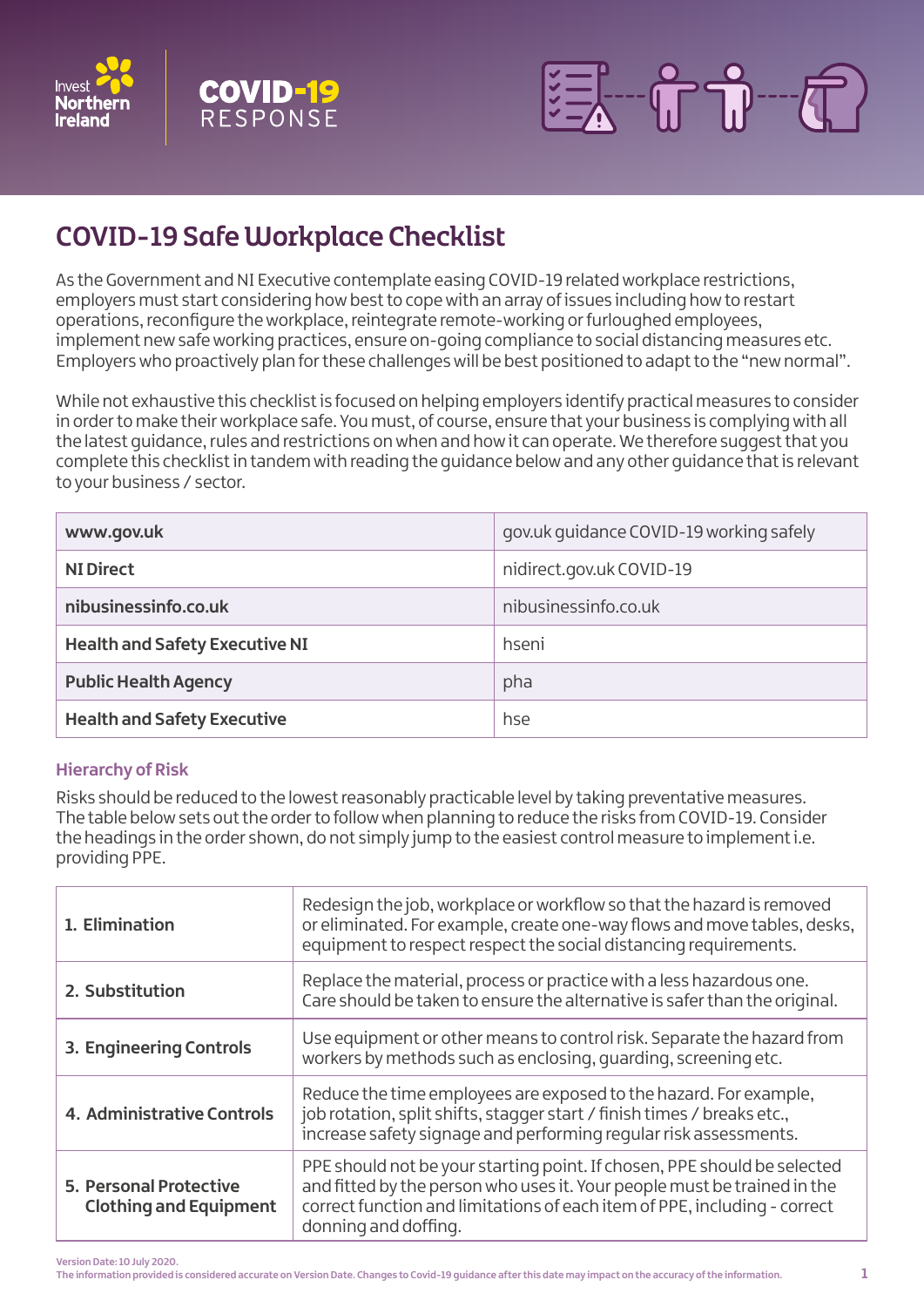Invest Northern Ireland

COVID-19 RESPONSE

# COVID-19 Safe Workplace Checklist

As the Government and NI Executive contemplate easing COVID-19 related workplace restrictions, employers must start considering how best to cope with an array of issues including how to restart operations, reconfigure the workplace, reintegrate remote-working or furloughed employees, implement new safe working practices, ensure on-going compliance to social distancing measures etc. Employers who proactively plan for these challenges will be best positioned to adapt to the "new normal".

While not exhaustive this checklist is focused on helping employers identify practical measures to consider in order to make their workplace safe. You must, of course, ensure that your business is complying with all the latest guidance, rules and restrictions on when and how it can operate. We therefore suggest that you complete this checklist in tandem with reading the guidance below and any other guidance that is relevant to your business / sector.

| | |
|---|---|
| **www.gov.uk** | gov.uk guidance COVID-19 working safely |
| **NI Direct** | nidirect.gov.uk COVID-19 |
| **nibusinessinfo.co.uk** | nibusinessinfo.co.uk |
| **Health and Safety Executive NI** | hseni |
| **Public Health Agency** | pha |
| **Health and Safety Executive** | hse |

### Hierarchy of Risk

Risks should be reduced to the lowest reasonably practicable level by taking preventative measures. The table below sets out the order to follow when planning to reduce the risks from COVID-19. Consider the headings in the order shown, do not simply jump to the easiest control measure to implement i.e. providing PPE.

| | |
|---|---|
| **1. Elimination** | Redesign the job, workplace or workflow so that the hazard is removed or eliminated. For example, create one-way flows and move tables, desks, equipment to respect respect the social distancing requirements. |
| **2. Substitution** | Replace the material, process or practice with a less hazardous one. Care should be taken to ensure the alternative is safer than the original. |
| **3. Engineering Controls** | Use equipment or other means to control risk. Separate the hazard from workers by methods such as enclosing, guarding, screening etc. |
| **4. Administrative Controls** | Reduce the time employees are exposed to the hazard. For example, job rotation, split shifts, stagger start / finish times / breaks etc., increase safety signage and performing regular risk assessments. |
| **5. Personal Protective Clothing and Equipment** | PPE should not be your starting point. If chosen, PPE should be selected and fitted by the person who uses it. Your people must be trained in the correct function and limitations of each item of PPE, including - correct donning and doffing. |

Version Date: 10 July 2020.
The information provided is considered accurate on Version Date. Changes to Covid-19 guidance after this date may impact on the accuracy of the information.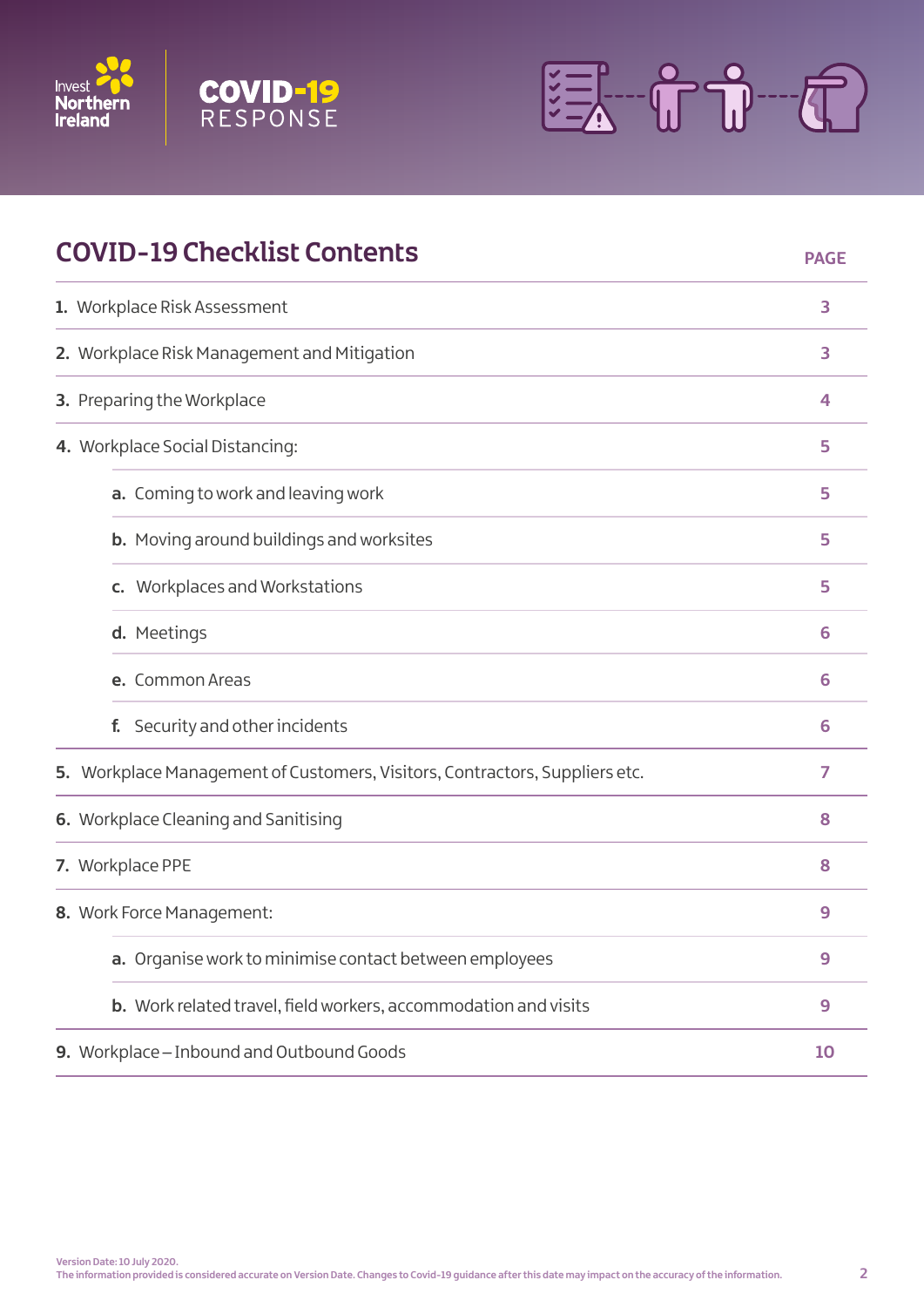Invest Northern Ireland

COVID-19 RESPONSE

# COVID-19 Checklist Contents

| | PAGE |
|---|---|
| **1.** Workplace Risk Assessment | 3 |
| **2.** Workplace Risk Management and Mitigation | 3 |
| **3.** Preparing the Workplace | 4 |
| **4.** Workplace Social Distancing: | 5 |
| &nbsp;&nbsp;&nbsp;&nbsp;**a.** Coming to work and leaving work | 5 |
| &nbsp;&nbsp;&nbsp;&nbsp;**b.** Moving around buildings and worksites | 5 |
| &nbsp;&nbsp;&nbsp;&nbsp;**c.** Workplaces and Workstations | 5 |
| &nbsp;&nbsp;&nbsp;&nbsp;**d.** Meetings | 6 |
| &nbsp;&nbsp;&nbsp;&nbsp;**e.** Common Areas | 6 |
| &nbsp;&nbsp;&nbsp;&nbsp;**f.** Security and other incidents | 6 |
| **5.** Workplace Management of Customers, Visitors, Contractors, Suppliers etc. | 7 |
| **6.** Workplace Cleaning and Sanitising | 8 |
| **7.** Workplace PPE | 8 |
| **8.** Work Force Management: | 9 |
| &nbsp;&nbsp;&nbsp;&nbsp;**a.** Organise work to minimise contact between employees | 9 |
| &nbsp;&nbsp;&nbsp;&nbsp;**b.** Work related travel, field workers, accommodation and visits | 9 |
| **9.** Workplace – Inbound and Outbound Goods | 10 |

Version Date: 10 July 2020.
The information provided is considered accurate on Version Date. Changes to Covid-19 guidance after this date may impact on the accuracy of the information.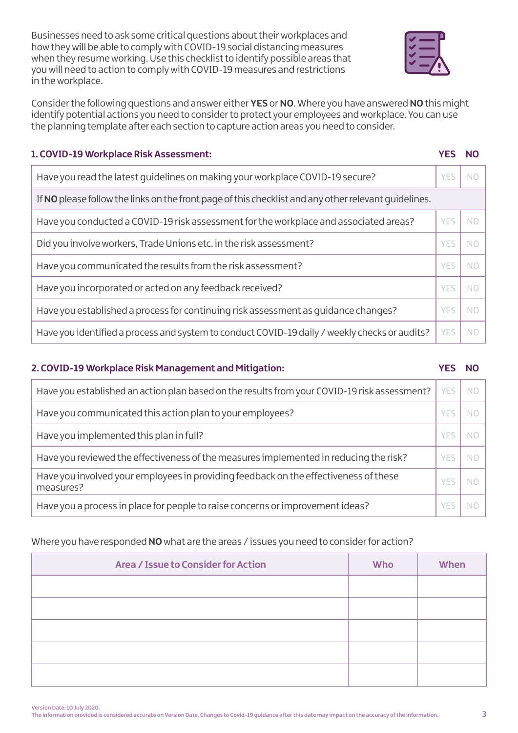Businesses need to ask some critical questions about their workplaces and how they will be able to comply with COVID-19 social distancing measures when they resume working. Use this checklist to identify possible areas that you will need to action to comply with COVID-19 measures and restrictions in the workplace.

Consider the following questions and answer either **YES** or **NO**. Where you have answered **NO** this might identify potential actions you need to consider to protect your employees and workplace. You can use the planning template after each section to capture action areas you need to consider.

| **1. COVID-19 Workplace Risk Assessment:** | **YES** | **NO** |
|---|---|---|
| Have you read the latest guidelines on making your workplace COVID-19 secure? | YES | NO |
| If **NO** please follow the links on the front page of this checklist and any other relevant guidelines. | | |
| Have you conducted a COVID-19 risk assessment for the workplace and associated areas? | YES | NO |
| Did you involve workers, Trade Unions etc. in the risk assessment? | YES | NO |
| Have you communicated the results from the risk assessment? | YES | NO |
| Have you incorporated or acted on any feedback received? | YES | NO |
| Have you established a process for continuing risk assessment as guidance changes? | YES | NO |
| Have you identified a process and system to conduct COVID-19 daily / weekly checks or audits? | YES | NO |

| **2. COVID-19 Workplace Risk Management and Mitigation:** | **YES** | **NO** |
|---|---|---|
| Have you established an action plan based on the results from your COVID-19 risk assessment? | YES | NO |
| Have you communicated this action plan to your employees? | YES | NO |
| Have you implemented this plan in full? | YES | NO |
| Have you reviewed the effectiveness of the measures implemented in reducing the risk? | YES | NO |
| Have you involved your employees in providing feedback on the effectiveness of these measures? | YES | NO |
| Have you a process in place for people to raise concerns or improvement ideas? | YES | NO |

Where you have responded **NO** what are the areas / issues you need to consider for action?

| Area / Issue to Consider for Action | Who | When |
|---|---|---|
| | | |
| | | |
| | | |
| | | |
| | | |

Version Date: 10 July 2020.
The information provided is considered accurate on Version Date. Changes to Covid-19 guidance after this date may impact on the accuracy of the information.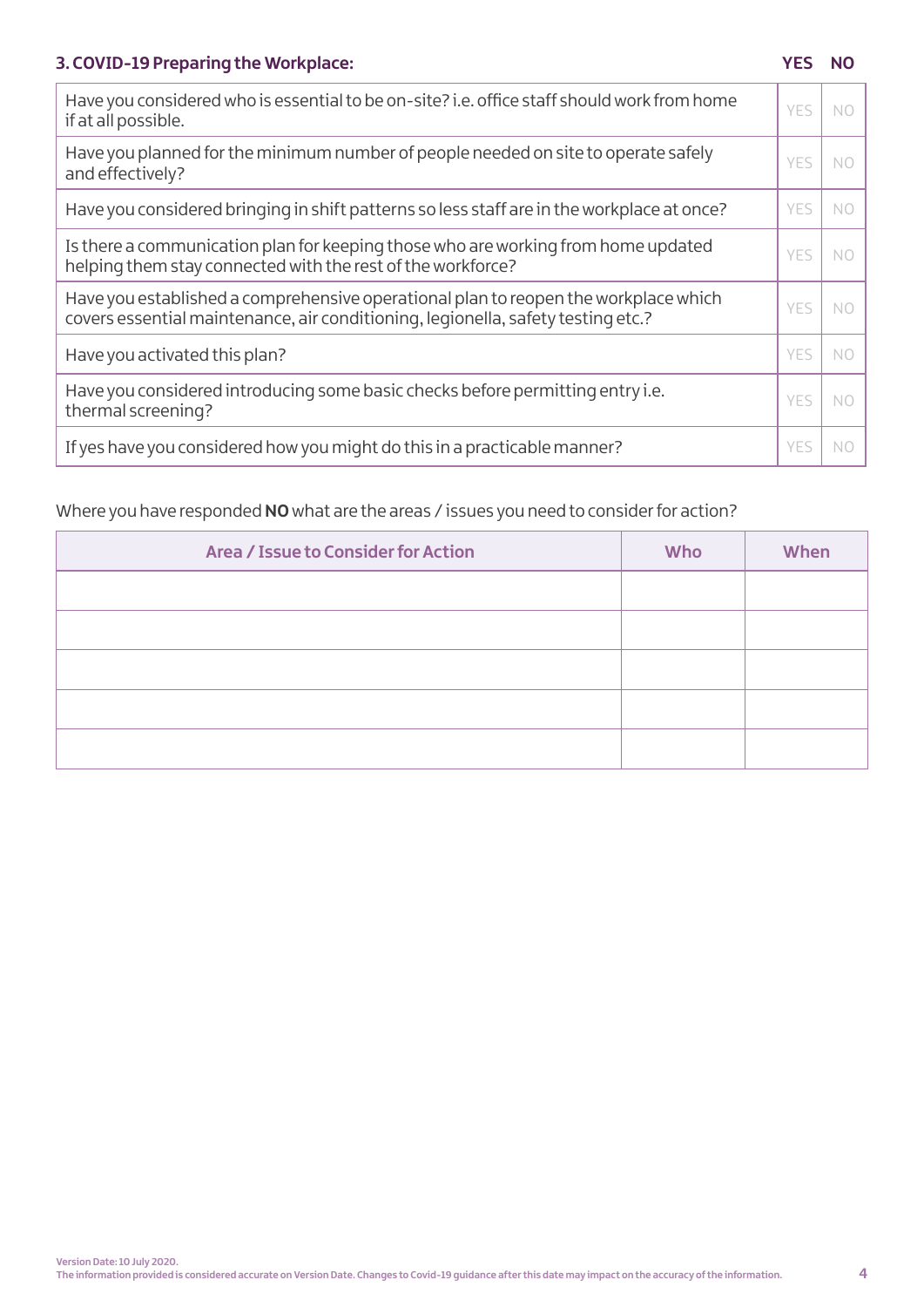### 3. COVID-19 Preparing the Workplace:

| | YES | NO |
|---|---|---|
| Have you considered who is essential to be on-site? i.e. office staff should work from home if at all possible. | YES | NO |
| Have you planned for the minimum number of people needed on site to operate safely and effectively? | YES | NO |
| Have you considered bringing in shift patterns so less staff are in the workplace at once? | YES | NO |
| Is there a communication plan for keeping those who are working from home updated helping them stay connected with the rest of the workforce? | YES | NO |
| Have you established a comprehensive operational plan to reopen the workplace which covers essential maintenance, air conditioning, legionella, safety testing etc.? | YES | NO |
| Have you activated this plan? | YES | NO |
| Have you considered introducing some basic checks before permitting entry i.e. thermal screening? | YES | NO |
| If yes have you considered how you might do this in a practicable manner? | YES | NO |

Where you have responded **NO** what are the areas / issues you need to consider for action?

| Area / Issue to Consider for Action | Who | When |
|---|---|---|
| | | |
| | | |
| | | |
| | | |
| | | |

Version Date: 10 July 2020.
The information provided is considered accurate on Version Date. Changes to Covid-19 guidance after this date may impact on the accuracy of the information.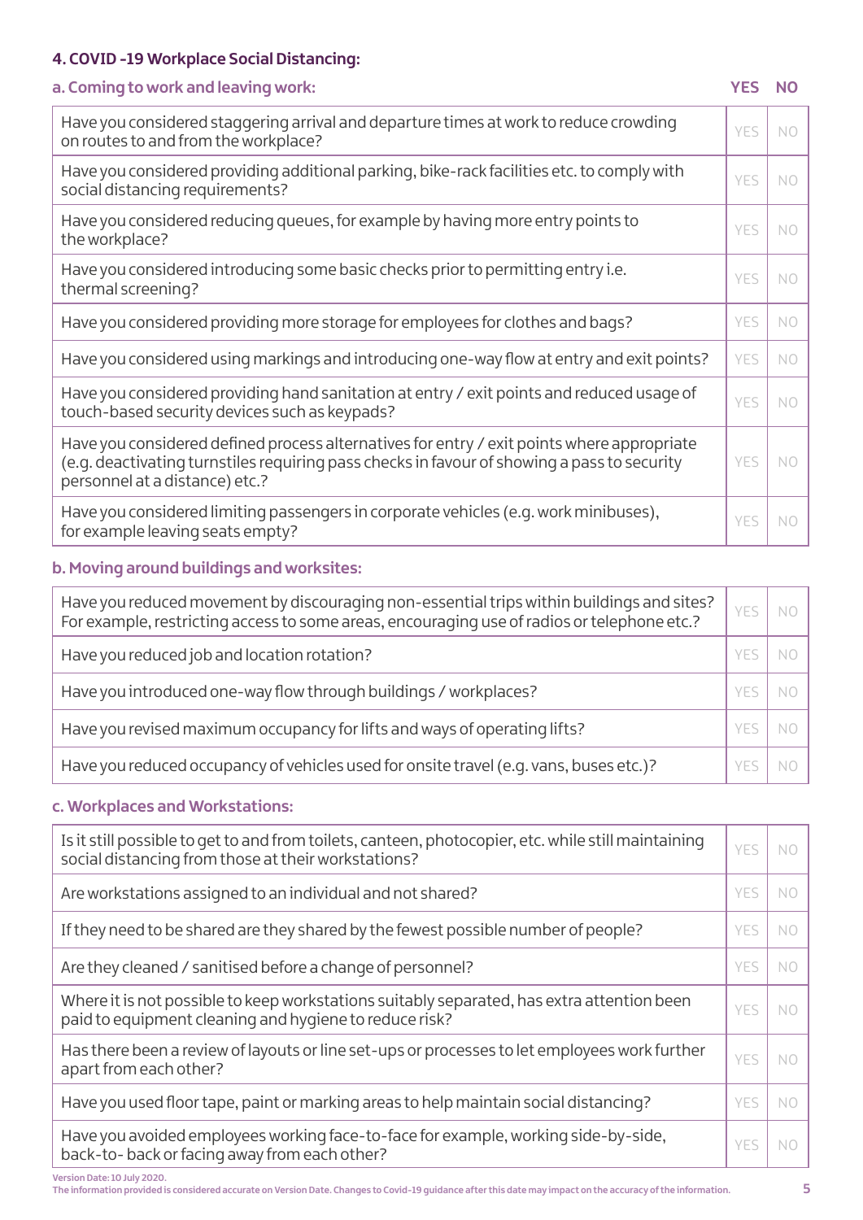### 4. COVID -19 Workplace Social Distancing:

#### a. Coming to work and leaving work:

| | YES | NO |
|---|---|---|
| Have you considered staggering arrival and departure times at work to reduce crowding on routes to and from the workplace? | YES | NO |
| Have you considered providing additional parking, bike-rack facilities etc. to comply with social distancing requirements? | YES | NO |
| Have you considered reducing queues, for example by having more entry points to the workplace? | YES | NO |
| Have you considered introducing some basic checks prior to permitting entry i.e. thermal screening? | YES | NO |
| Have you considered providing more storage for employees for clothes and bags? | YES | NO |
| Have you considered using markings and introducing one-way flow at entry and exit points? | YES | NO |
| Have you considered providing hand sanitation at entry / exit points and reduced usage of touch-based security devices such as keypads? | YES | NO |
| Have you considered defined process alternatives for entry / exit points where appropriate (e.g. deactivating turnstiles requiring pass checks in favour of showing a pass to security personnel at a distance) etc.? | YES | NO |
| Have you considered limiting passengers in corporate vehicles (e.g. work minibuses), for example leaving seats empty? | YES | NO |

#### b. Moving around buildings and worksites:

| | YES | NO |
|---|---|---|
| Have you reduced movement by discouraging non-essential trips within buildings and sites? For example, restricting access to some areas, encouraging use of radios or telephone etc.? | YES | NO |
| Have you reduced job and location rotation? | YES | NO |
| Have you introduced one-way flow through buildings / workplaces? | YES | NO |
| Have you revised maximum occupancy for lifts and ways of operating lifts? | YES | NO |
| Have you reduced occupancy of vehicles used for onsite travel (e.g. vans, buses etc.)? | YES | NO |

#### c. Workplaces and Workstations:

| | YES | NO |
|---|---|---|
| Is it still possible to get to and from toilets, canteen, photocopier, etc. while still maintaining social distancing from those at their workstations? | YES | NO |
| Are workstations assigned to an individual and not shared? | YES | NO |
| If they need to be shared are they shared by the fewest possible number of people? | YES | NO |
| Are they cleaned / sanitised before a change of personnel? | YES | NO |
| Where it is not possible to keep workstations suitably separated, has extra attention been paid to equipment cleaning and hygiene to reduce risk? | YES | NO |
| Has there been a review of layouts or line set-ups or processes to let employees work further apart from each other? | YES | NO |
| Have you used floor tape, paint or marking areas to help maintain social distancing? | YES | NO |
| Have you avoided employees working face-to-face for example, working side-by-side, back-to- back or facing away from each other? | YES | NO |

Version Date: 10 July 2020.
The information provided is considered accurate on Version Date. Changes to Covid-19 guidance after this date may impact on the accuracy of the information.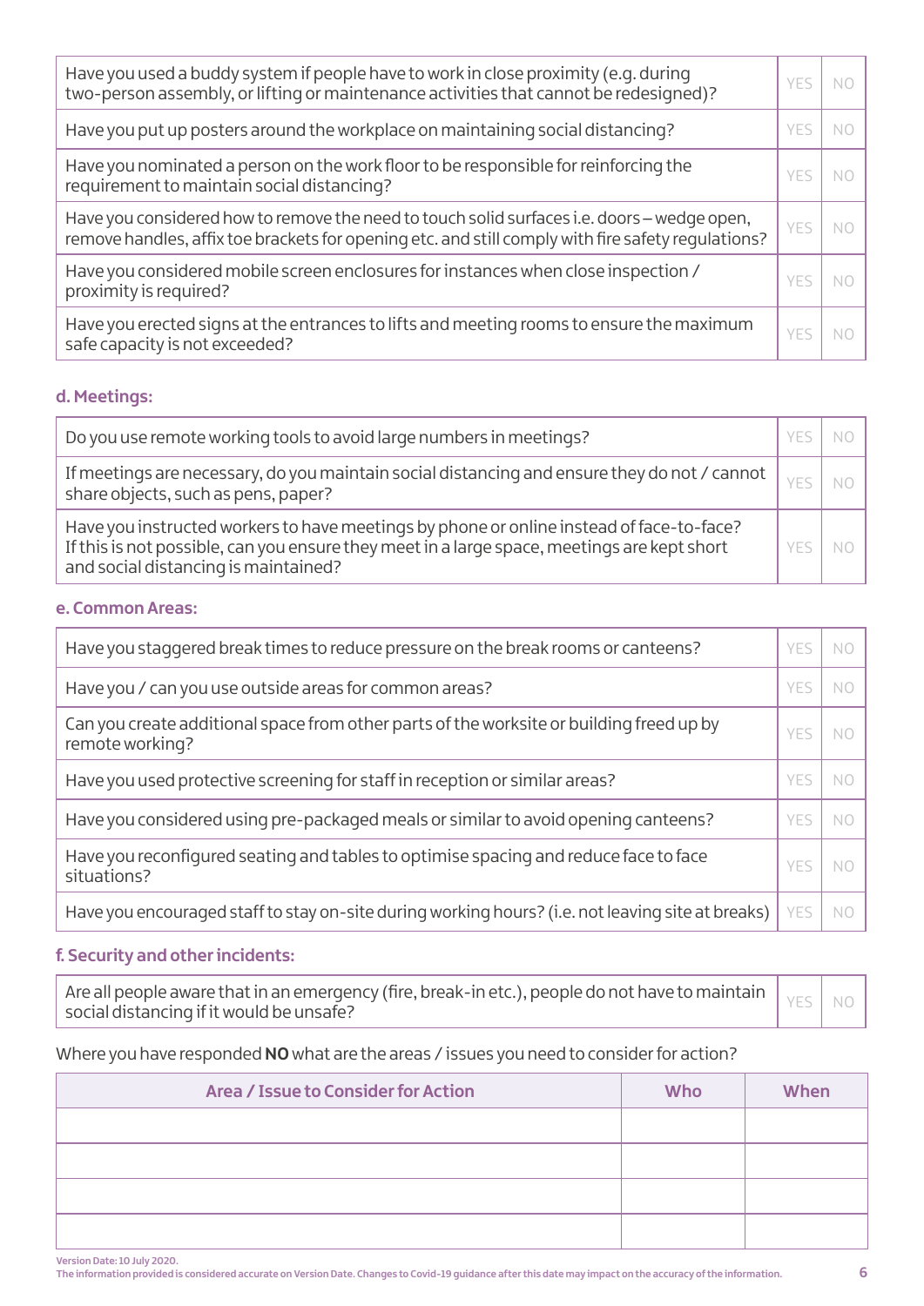| | | |
|---|---|---|
| Have you used a buddy system if people have to work in close proximity (e.g. during two-person assembly, or lifting or maintenance activities that cannot be redesigned)? | YES | NO |
| Have you put up posters around the workplace on maintaining social distancing? | YES | NO |
| Have you nominated a person on the work floor to be responsible for reinforcing the requirement to maintain social distancing? | YES | NO |
| Have you considered how to remove the need to touch solid surfaces i.e. doors – wedge open, remove handles, affix toe brackets for opening etc. and still comply with fire safety regulations? | YES | NO |
| Have you considered mobile screen enclosures for instances when close inspection / proximity is required? | YES | NO |
| Have you erected signs at the entrances to lifts and meeting rooms to ensure the maximum safe capacity is not exceeded? | YES | NO |

### d. Meetings:

| | | |
|---|---|---|
| Do you use remote working tools to avoid large numbers in meetings? | YES | NO |
| If meetings are necessary, do you maintain social distancing and ensure they do not / cannot share objects, such as pens, paper? | YES | NO |
| Have you instructed workers to have meetings by phone or online instead of face-to-face? If this is not possible, can you ensure they meet in a large space, meetings are kept short and social distancing is maintained? | YES | NO |

### e. Common Areas:

| | | |
|---|---|---|
| Have you staggered break times to reduce pressure on the break rooms or canteens? | YES | NO |
| Have you / can you use outside areas for common areas? | YES | NO |
| Can you create additional space from other parts of the worksite or building freed up by remote working? | YES | NO |
| Have you used protective screening for staff in reception or similar areas? | YES | NO |
| Have you considered using pre-packaged meals or similar to avoid opening canteens? | YES | NO |
| Have you reconfigured seating and tables to optimise spacing and reduce face to face situations? | YES | NO |
| Have you encouraged staff to stay on-site during working hours? (i.e. not leaving site at breaks) | YES | NO |

### f. Security and other incidents:

| | | |
|---|---|---|
| Are all people aware that in an emergency (fire, break-in etc.), people do not have to maintain social distancing if it would be unsafe? | YES | NO |

Where you have responded **NO** what are the areas / issues you need to consider for action?

| Area / Issue to Consider for Action | Who | When |
|---|---|---|
| | | |
| | | |
| | | |
| | | |

Version Date: 10 July 2020.
The information provided is considered accurate on Version Date. Changes to Covid-19 guidance after this date may impact on the accuracy of the information.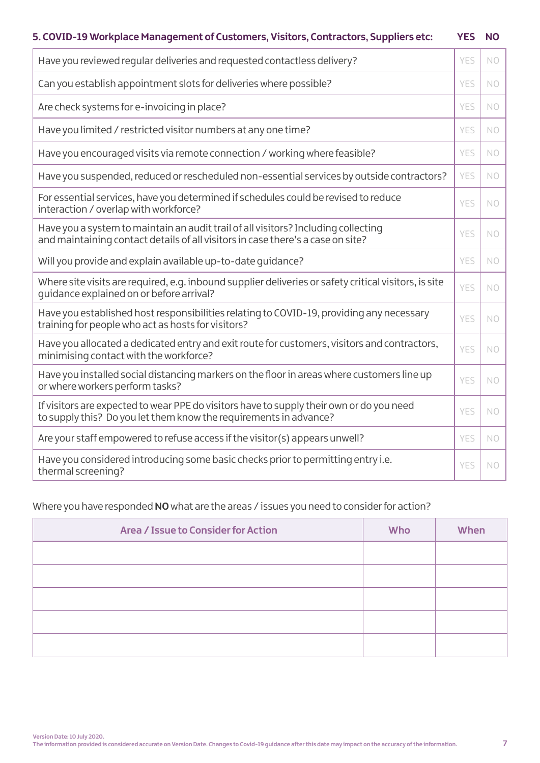## 5. COVID-19 Workplace Management of Customers, Visitors, Contractors, Suppliers etc:

| | YES | NO |
|---|---|---|
| Have you reviewed regular deliveries and requested contactless delivery? | YES | NO |
| Can you establish appointment slots for deliveries where possible? | YES | NO |
| Are check systems for e-invoicing in place? | YES | NO |
| Have you limited / restricted visitor numbers at any one time? | YES | NO |
| Have you encouraged visits via remote connection / working where feasible? | YES | NO |
| Have you suspended, reduced or rescheduled non-essential services by outside contractors? | YES | NO |
| For essential services, have you determined if schedules could be revised to reduce interaction / overlap with workforce? | YES | NO |
| Have you a system to maintain an audit trail of all visitors? Including collecting and maintaining contact details of all visitors in case there's a case on site? | YES | NO |
| Will you provide and explain available up-to-date guidance? | YES | NO |
| Where site visits are required, e.g. inbound supplier deliveries or safety critical visitors, is site guidance explained on or before arrival? | YES | NO |
| Have you established host responsibilities relating to COVID-19, providing any necessary training for people who act as hosts for visitors? | YES | NO |
| Have you allocated a dedicated entry and exit route for customers, visitors and contractors, minimising contact with the workforce? | YES | NO |
| Have you installed social distancing markers on the floor in areas where customers line up or where workers perform tasks? | YES | NO |
| If visitors are expected to wear PPE do visitors have to supply their own or do you need to supply this? Do you let them know the requirements in advance? | YES | NO |
| Are your staff empowered to refuse access if the visitor(s) appears unwell? | YES | NO |
| Have you considered introducing some basic checks prior to permitting entry i.e. thermal screening? | YES | NO |

Where you have responded **NO** what are the areas / issues you need to consider for action?

| Area / Issue to Consider for Action | Who | When |
|---|---|---|
| | | |
| | | |
| | | |
| | | |
| | | |

Version Date: 10 July 2020.
The information provided is considered accurate on Version Date. Changes to Covid-19 guidance after this date may impact on the accuracy of the information.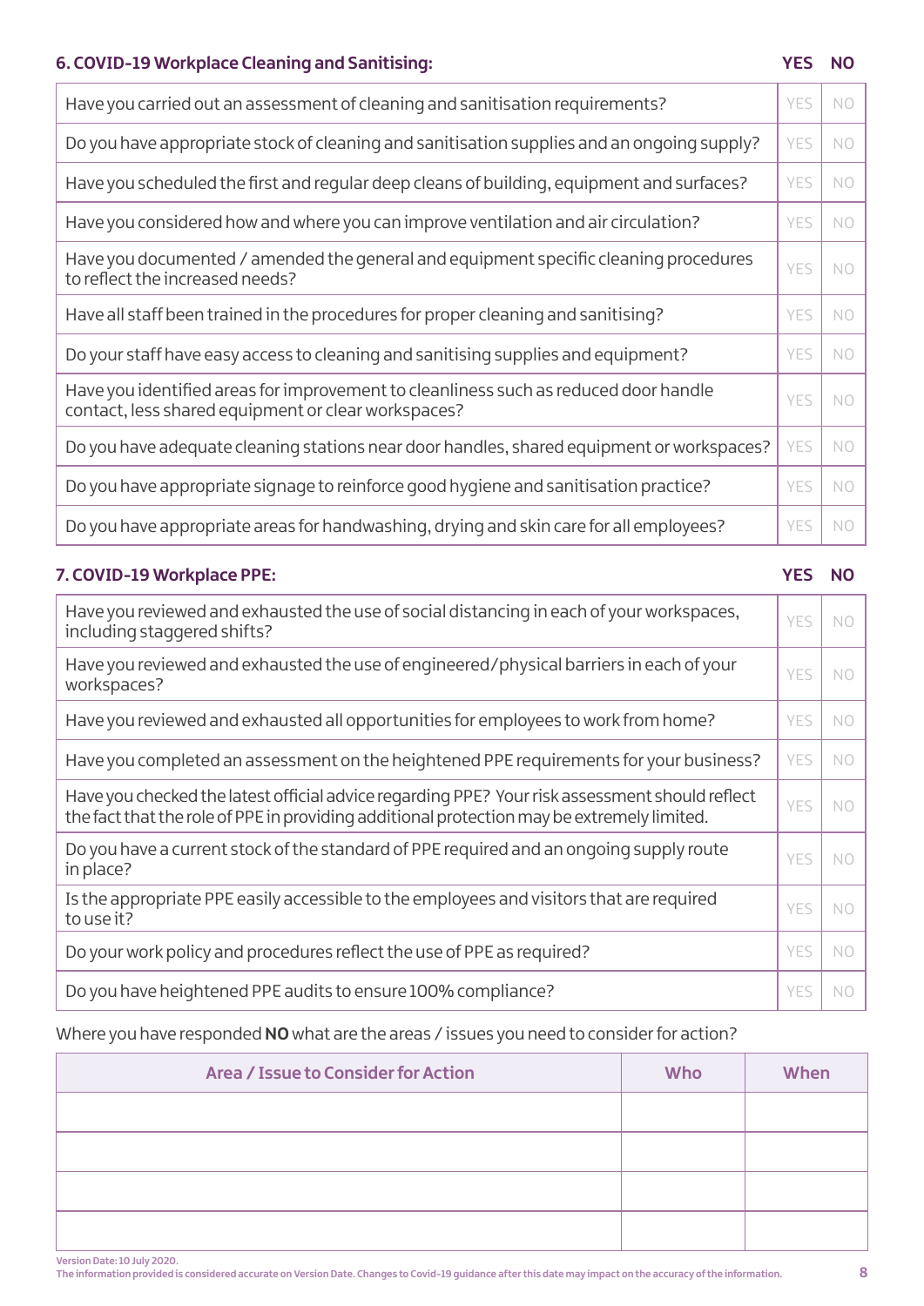## 6. COVID-19 Workplace Cleaning and Sanitising:

| | YES | NO |
|---|---|---|
| Have you carried out an assessment of cleaning and sanitisation requirements? | YES | NO |
| Do you have appropriate stock of cleaning and sanitisation supplies and an ongoing supply? | YES | NO |
| Have you scheduled the first and regular deep cleans of building, equipment and surfaces? | YES | NO |
| Have you considered how and where you can improve ventilation and air circulation? | YES | NO |
| Have you documented / amended the general and equipment specific cleaning procedures to reflect the increased needs? | YES | NO |
| Have all staff been trained in the procedures for proper cleaning and sanitising? | YES | NO |
| Do your staff have easy access to cleaning and sanitising supplies and equipment? | YES | NO |
| Have you identified areas for improvement to cleanliness such as reduced door handle contact, less shared equipment or clear workspaces? | YES | NO |
| Do you have adequate cleaning stations near door handles, shared equipment or workspaces? | YES | NO |
| Do you have appropriate signage to reinforce good hygiene and sanitisation practice? | YES | NO |
| Do you have appropriate areas for handwashing, drying and skin care for all employees? | YES | NO |

## 7. COVID-19 Workplace PPE:

| | YES | NO |
|---|---|---|
| Have you reviewed and exhausted the use of social distancing in each of your workspaces, including staggered shifts? | YES | NO |
| Have you reviewed and exhausted the use of engineered/physical barriers in each of your workspaces? | YES | NO |
| Have you reviewed and exhausted all opportunities for employees to work from home? | YES | NO |
| Have you completed an assessment on the heightened PPE requirements for your business? | YES | NO |
| Have you checked the latest official advice regarding PPE? Your risk assessment should reflect the fact that the role of PPE in providing additional protection may be extremely limited. | YES | NO |
| Do you have a current stock of the standard of PPE required and an ongoing supply route in place? | YES | NO |
| Is the appropriate PPE easily accessible to the employees and visitors that are required to use it? | YES | NO |
| Do your work policy and procedures reflect the use of PPE as required? | YES | NO |
| Do you have heightened PPE audits to ensure 100% compliance? | YES | NO |

Where you have responded **NO** what are the areas / issues you need to consider for action?

| Area / Issue to Consider for Action | Who | When |
|---|---|---|
| | | |
| | | |
| | | |
| | | |

Version Date: 10 July 2020.
The information provided is considered accurate on Version Date. Changes to Covid-19 guidance after this date may impact on the accuracy of the information.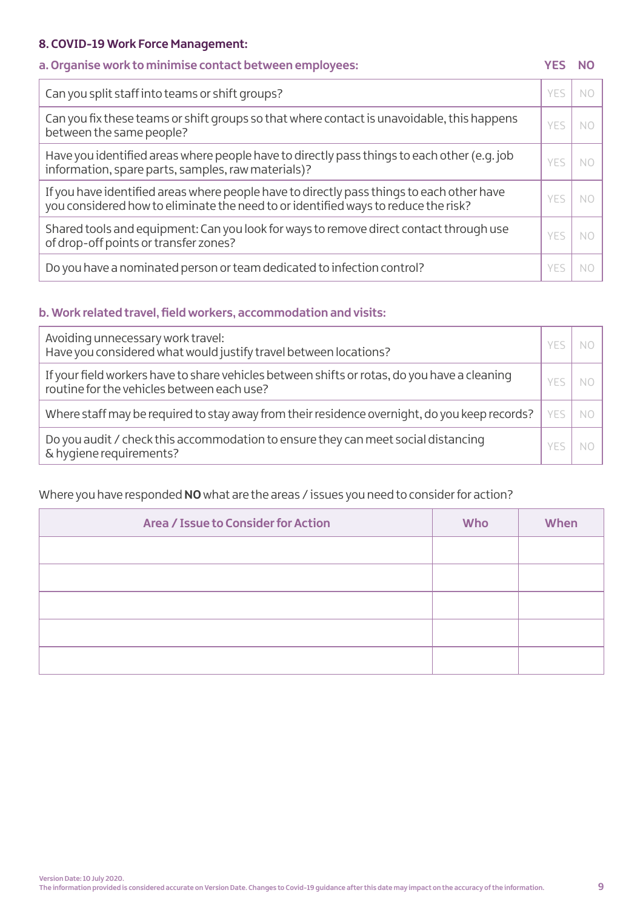### 8. COVID-19 Work Force Management:

| a. Organise work to minimise contact between employees: | YES | NO |
| --- | --- | --- |
| Can you split staff into teams or shift groups? | YES | NO |
| Can you fix these teams or shift groups so that where contact is unavoidable, this happens between the same people? | YES | NO |
| Have you identified areas where people have to directly pass things to each other (e.g. job information, spare parts, samples, raw materials)? | YES | NO |
| If you have identified areas where people have to directly pass things to each other have you considered how to eliminate the need to or identified ways to reduce the risk? | YES | NO |
| Shared tools and equipment: Can you look for ways to remove direct contact through use of drop-off points or transfer zones? | YES | NO |
| Do you have a nominated person or team dedicated to infection control? | YES | NO |

#### b. Work related travel, field workers, accommodation and visits:

| Question | YES | NO |
| --- | --- | --- |
| Avoiding unnecessary work travel: Have you considered what would justify travel between locations? | YES | NO |
| If your field workers have to share vehicles between shifts or rotas, do you have a cleaning routine for the vehicles between each use? | YES | NO |
| Where staff may be required to stay away from their residence overnight, do you keep records? | YES | NO |
| Do you audit / check this accommodation to ensure they can meet social distancing & hygiene requirements? | YES | NO |

Where you have responded **NO** what are the areas / issues you need to consider for action?

| Area / Issue to Consider for Action | Who | When |
| --- | --- | --- |
| | | |
| | | |
| | | |
| | | |
| | | |

Version Date: 10 July 2020.
The information provided is considered accurate on Version Date. Changes to Covid-19 guidance after this date may impact on the accuracy of the information.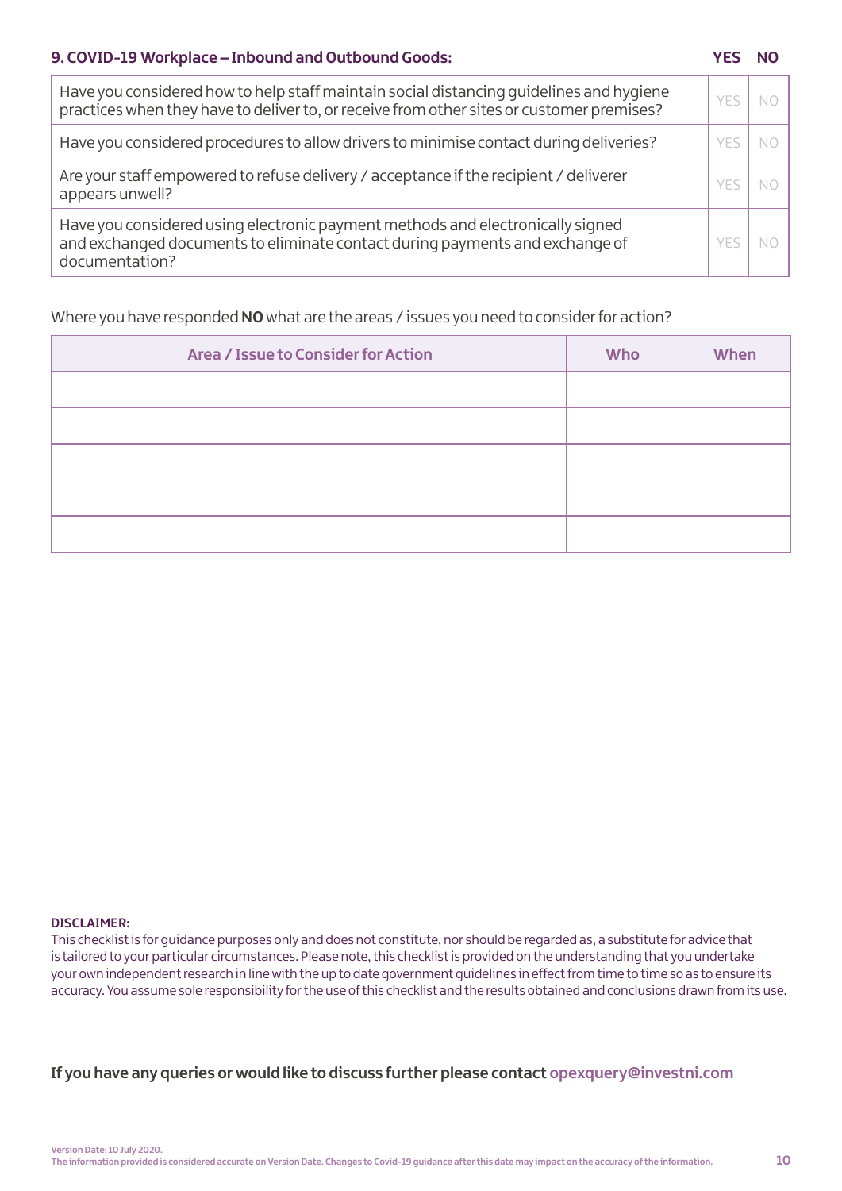## 9. COVID-19 Workplace – Inbound and Outbound Goods:

| | YES | NO |
|---|---|---|
| Have you considered how to help staff maintain social distancing guidelines and hygiene practices when they have to deliver to, or receive from other sites or customer premises? | YES | NO |
| Have you considered procedures to allow drivers to minimise contact during deliveries? | YES | NO |
| Are your staff empowered to refuse delivery / acceptance if the recipient / deliverer appears unwell? | YES | NO |
| Have you considered using electronic payment methods and electronically signed and exchanged documents to eliminate contact during payments and exchange of documentation? | YES | NO |

Where you have responded **NO** what are the areas / issues you need to consider for action?

| Area / Issue to Consider for Action | Who | When |
|---|---|---|
| | | |
| | | |
| | | |
| | | |
| | | |

**DISCLAIMER:**
This checklist is for guidance purposes only and does not constitute, nor should be regarded as, a substitute for advice that is tailored to your particular circumstances. Please note, this checklist is provided on the understanding that you undertake your own independent research in line with the up to date government guidelines in effect from time to time so as to ensure its accuracy. You assume sole responsibility for the use of this checklist and the results obtained and conclusions drawn from its use.

**If you have any queries or would like to discuss further please contact opexquery@investni.com**

Version Date: 10 July 2020.
The information provided is considered accurate on Version Date. Changes to Covid-19 guidance after this date may impact on the accuracy of the information.